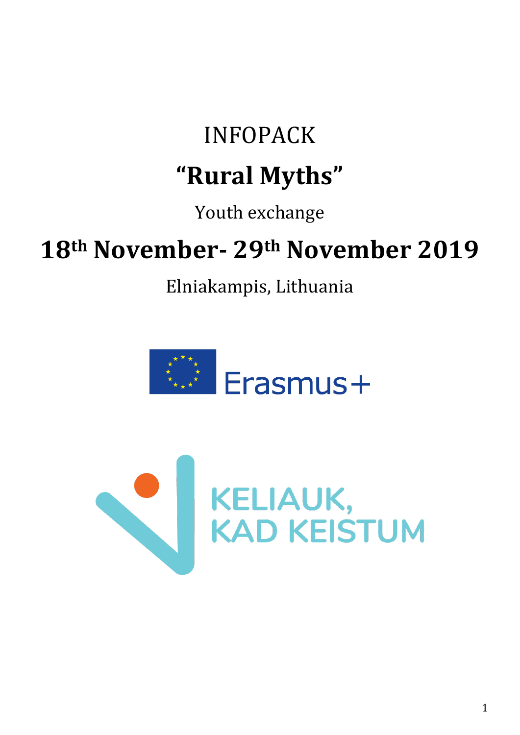# INFOPACK

# “Rural Myths”

Youth exchange

## 18th November- 29th November 2019

Elniakampis, Lithuania

Erasmus+

KELIAUK, KAD KEISTUM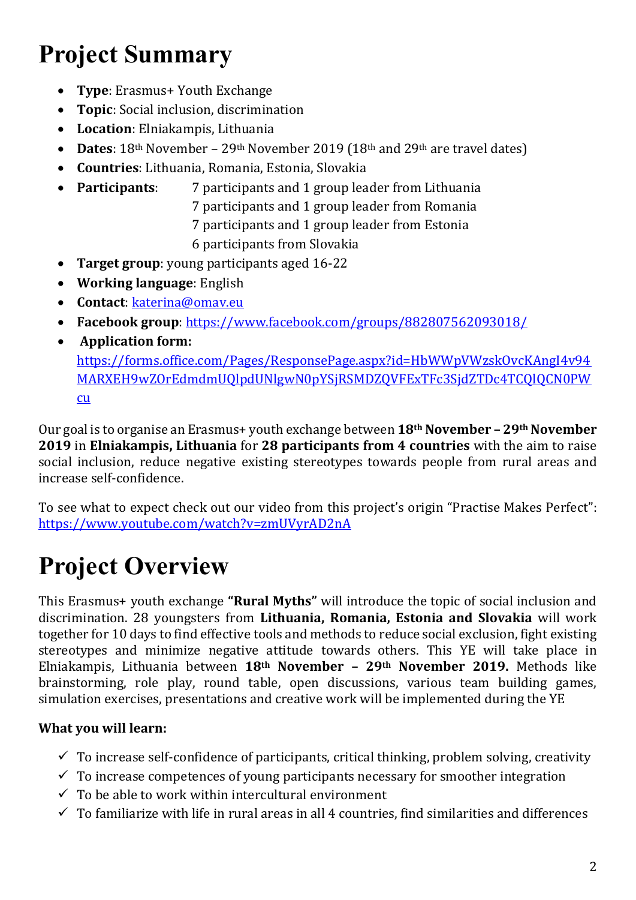# Project Summary

- **Type**: Erasmus+ Youth Exchange
- **Topic**: Social inclusion, discrimination
- **Location**: Elniakampis, Lithuania
- **Dates**: 18th November – 29th November 2019 (18th and 29th are travel dates)
- **Countries**: Lithuania, Romania, Estonia, Slovakia
- **Participants**: 7 participants and 1 group leader from Lithuania
  7 participants and 1 group leader from Romania
  7 participants and 1 group leader from Estonia
  6 participants from Slovakia
- **Target group**: young participants aged 16-22
- **Working language**: English
- **Contact**: katerina@omav.eu
- **Facebook group**: https://www.facebook.com/groups/882807562093018/
- **Application form:** https://forms.office.com/Pages/ResponsePage.aspx?id=HbWWpVWzskOvcKAngI4v94MARXEH9wZOrEdmdmUQlpdUNlgwN0pYSjRSMDZQVFExTFc3SjdZTDc4TCQlQCN0PWcu

Our goal is to organise an Erasmus+ youth exchange between **18th November – 29th November 2019** in **Elniakampis, Lithuania** for **28 participants from 4 countries** with the aim to raise social inclusion, reduce negative existing stereotypes towards people from rural areas and increase self-confidence.

To see what to expect check out our video from this project's origin "Practise Makes Perfect": https://www.youtube.com/watch?v=zmUVyrAD2nA

# Project Overview

This Erasmus+ youth exchange **"Rural Myths"** will introduce the topic of social inclusion and discrimination. 28 youngsters from **Lithuania, Romania, Estonia and Slovakia** will work together for 10 days to find effective tools and methods to reduce social exclusion, fight existing stereotypes and minimize negative attitude towards others. This YE will take place in Elniakampis, Lithuania between **18th November – 29th November 2019.** Methods like brainstorming, role play, round table, open discussions, various team building games, simulation exercises, presentations and creative work will be implemented during the YE

**What you will learn:**

- ✓ To increase self-confidence of participants, critical thinking, problem solving, creativity
- ✓ To increase competences of young participants necessary for smoother integration
- ✓ To be able to work within intercultural environment
- ✓ To familiarize with life in rural areas in all 4 countries, find similarities and differences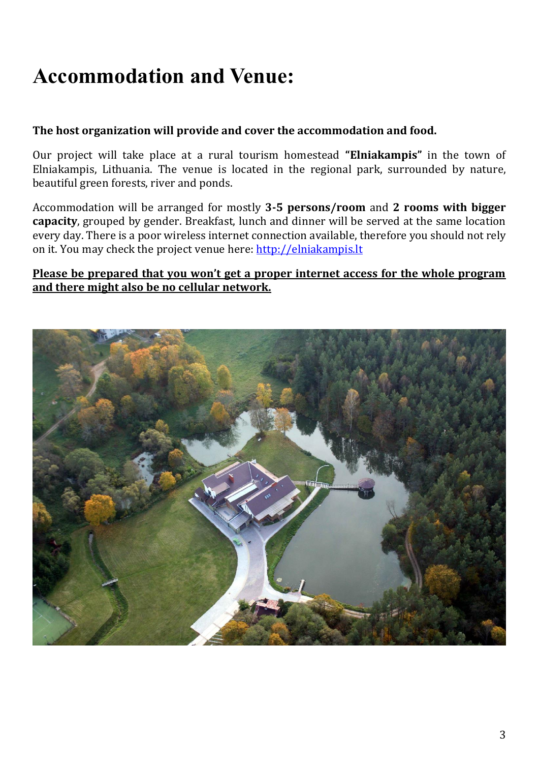# Accommodation and Venue:

**The host organization will provide and cover the accommodation and food.**

Our project will take place at a rural tourism homestead **"Elniakampis"** in the town of Elniakampis, Lithuania. The venue is located in the regional park, surrounded by nature, beautiful green forests, river and ponds.

Accommodation will be arranged for mostly **3-5 persons/room** and **2 rooms with bigger capacity**, grouped by gender. Breakfast, lunch and dinner will be served at the same location every day. There is a poor wireless internet connection available, therefore you should not rely on it. You may check the project venue here: [http://elniakampis.lt](http://elniakampis.lt)

<u>**Please be prepared that you won't get a proper internet access for the whole program and there might also be no cellular network.**</u>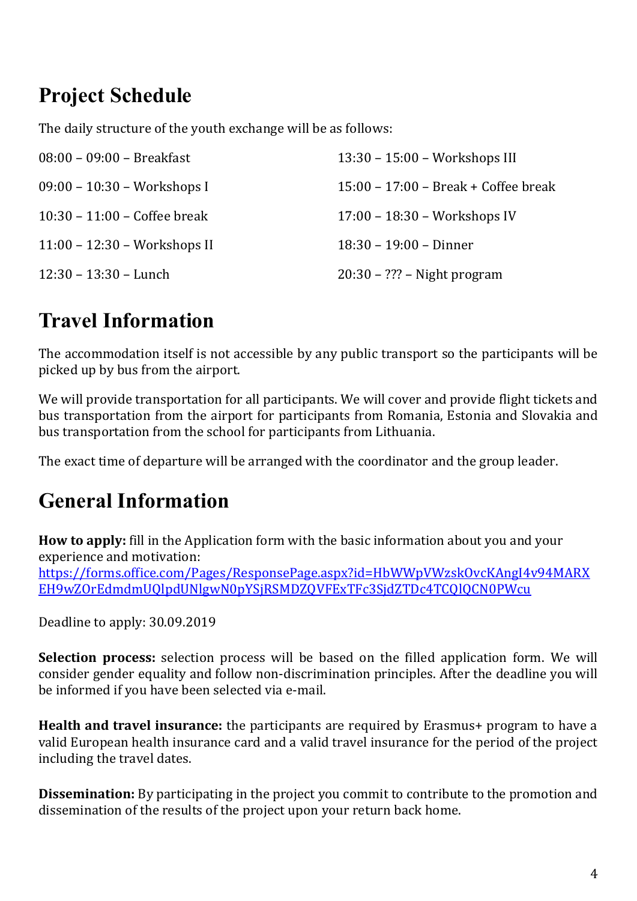## Project Schedule

The daily structure of the youth exchange will be as follows:

08:00 – 09:00 – Breakfast

09:00 – 10:30 – Workshops I

10:30 – 11:00 – Coffee break

11:00 – 12:30 – Workshops II

12:30 – 13:30 – Lunch

13:30 – 15:00 – Workshops III

15:00 – 17:00 – Break + Coffee break

17:00 – 18:30 – Workshops IV

18:30 – 19:00 – Dinner

20:30 – ??? – Night program

## Travel Information

The accommodation itself is not accessible by any public transport so the participants will be picked up by bus from the airport.

We will provide transportation for all participants. We will cover and provide flight tickets and bus transportation from the airport for participants from Romania, Estonia and Slovakia and bus transportation from the school for participants from Lithuania.

The exact time of departure will be arranged with the coordinator and the group leader.

## General Information

**How to apply:** fill in the Application form with the basic information about you and your experience and motivation:
https://forms.office.com/Pages/ResponsePage.aspx?id=HbWWpVWzskOvcKAngI4v94MARXEH9wZOrEdmdmUQlpdUNlgwN0pYSjRSMDZQVFExTFc3SjdZTDc4TCQlQCN0PWcu

Deadline to apply: 30.09.2019

**Selection process:** selection process will be based on the filled application form. We will consider gender equality and follow non-discrimination principles. After the deadline you will be informed if you have been selected via e-mail.

**Health and travel insurance:** the participants are required by Erasmus+ program to have a valid European health insurance card and a valid travel insurance for the period of the project including the travel dates.

**Dissemination:** By participating in the project you commit to contribute to the promotion and dissemination of the results of the project upon your return back home.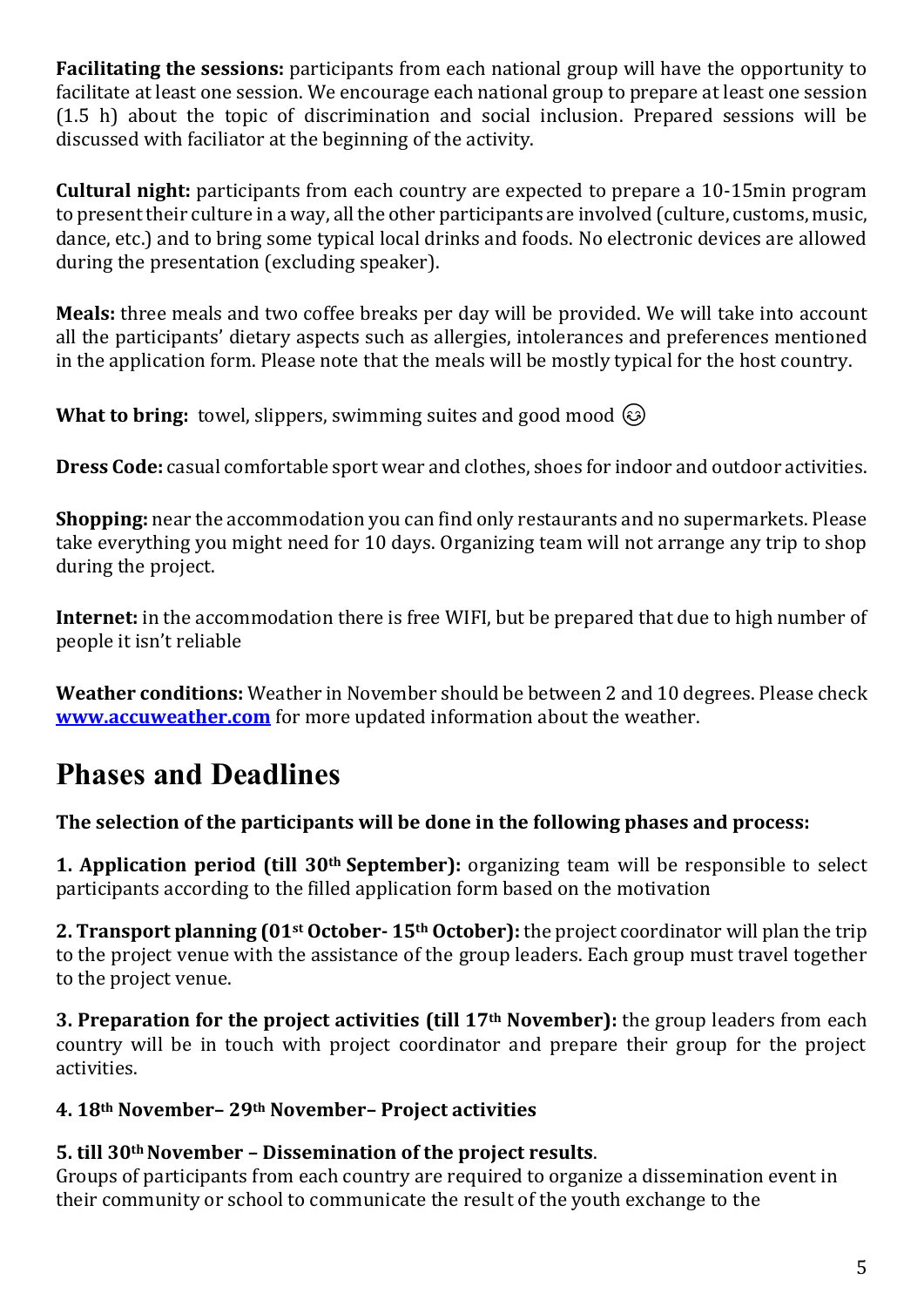**Facilitating the sessions:** participants from each national group will have the opportunity to facilitate at least one session. We encourage each national group to prepare at least one session (1.5 h) about the topic of discrimination and social inclusion. Prepared sessions will be discussed with faciliator at the beginning of the activity.

**Cultural night:** participants from each country are expected to prepare a 10-15min program to present their culture in a way, all the other participants are involved (culture, customs, music, dance, etc.) and to bring some typical local drinks and foods. No electronic devices are allowed during the presentation (excluding speaker).

**Meals:** three meals and two coffee breaks per day will be provided. We will take into account all the participants' dietary aspects such as allergies, intolerances and preferences mentioned in the application form. Please note that the meals will be mostly typical for the host country.

**What to bring:** towel, slippers, swimming suites and good mood 😊

**Dress Code:** casual comfortable sport wear and clothes, shoes for indoor and outdoor activities.

**Shopping:** near the accommodation you can find only restaurants and no supermarkets. Please take everything you might need for 10 days. Organizing team will not arrange any trip to shop during the project.

**Internet:** in the accommodation there is free WIFI, but be prepared that due to high number of people it isn't reliable

**Weather conditions:** Weather in November should be between 2 and 10 degrees. Please check **www.accuweather.com** for more updated information about the weather.

# Phases and Deadlines

**The selection of the participants will be done in the following phases and process:**

**1. Application period (till 30th September):** organizing team will be responsible to select participants according to the filled application form based on the motivation

**2. Transport planning (01st October- 15th October):** the project coordinator will plan the trip to the project venue with the assistance of the group leaders. Each group must travel together to the project venue.

**3. Preparation for the project activities (till 17th November):** the group leaders from each country will be in touch with project coordinator and prepare their group for the project activities.

**4. 18th November– 29th November– Project activities**

**5. till 30th November – Dissemination of the project results**.
Groups of participants from each country are required to organize a dissemination event in their community or school to communicate the result of the youth exchange to the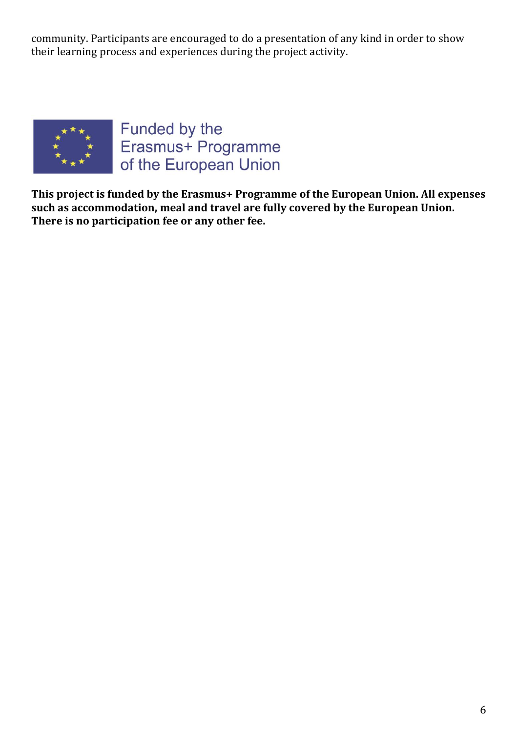community. Participants are encouraged to do a presentation of any kind in order to show their learning process and experiences during the project activity.

Funded by the
Erasmus+ Programme
of the European Union

**This project is funded by the Erasmus+ Programme of the European Union. All expenses such as accommodation, meal and travel are fully covered by the European Union. There is no participation fee or any other fee.**